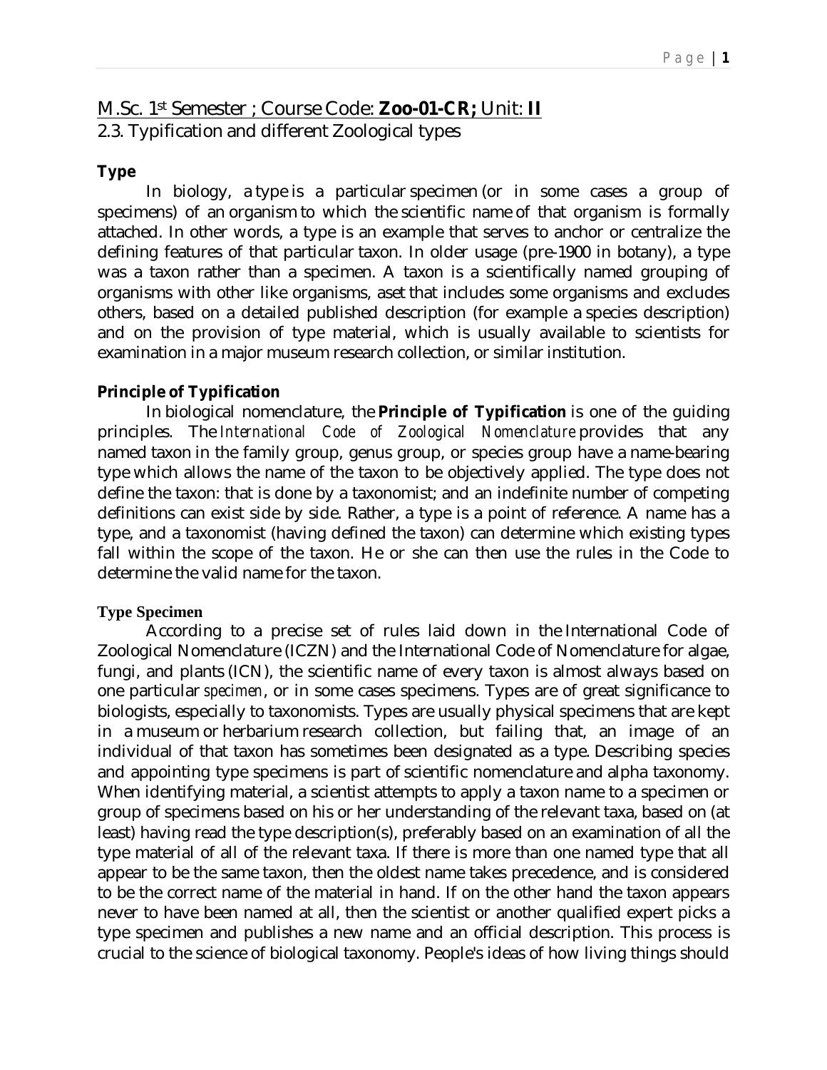## M.Sc. 1st Semester ; Course Code: **Zoo-01-CR;** Unit: **II**

2.3. Typification and different Zoological types

### Type

In biology, a type is a particular specimen (or in some cases a group of specimens) of an organism to which the scientific name of that organism is formally attached. In other words, a type is an example that serves to anchor or centralize the defining features of that particular taxon. In older usage (pre-1900 in botany), a type was a taxon rather than a specimen. A taxon is a scientifically named grouping of organisms with other like organisms, a set that includes some organisms and excludes others, based on a detailed published description (for example a species description) and on the provision of type material, which is usually available to scientists for examination in a major museum research collection, or similar institution.

### Principle of Typification

In biological nomenclature, the **Principle of Typification** is one of the guiding principles. The *International Code of Zoological Nomenclature* provides that any named taxon in the family group, genus group, or species group have a name-bearing type which allows the name of the taxon to be objectively applied. The type does not define the taxon: that is done by a taxonomist; and an indefinite number of competing definitions can exist side by side. Rather, a type is a point of reference. A name has a type, and a taxonomist (having defined the taxon) can determine which existing types fall within the scope of the taxon. He or she can then use the rules in the Code to determine the valid name for the taxon.

### Type Specimen

According to a precise set of rules laid down in the International Code of Zoological Nomenclature (ICZN) and the International Code of Nomenclature for algae, fungi, and plants (ICN), the scientific name of every taxon is almost always based on one particular *specimen*, or in some cases specimens. Types are of great significance to biologists, especially to taxonomists. Types are usually physical specimens that are kept in a museum or herbarium research collection, but failing that, an image of an individual of that taxon has sometimes been designated as a type. Describing species and appointing type specimens is part of scientific nomenclature and alpha taxonomy. When identifying material, a scientist attempts to apply a taxon name to a specimen or group of specimens based on his or her understanding of the relevant taxa, based on (at least) having read the type description(s), preferably based on an examination of all the type material of all of the relevant taxa. If there is more than one named type that all appear to be the same taxon, then the oldest name takes precedence, and is considered to be the correct name of the material in hand. If on the other hand the taxon appears never to have been named at all, then the scientist or another qualified expert picks a type specimen and publishes a new name and an official description. This process is crucial to the science of biological taxonomy. People's ideas of how living things should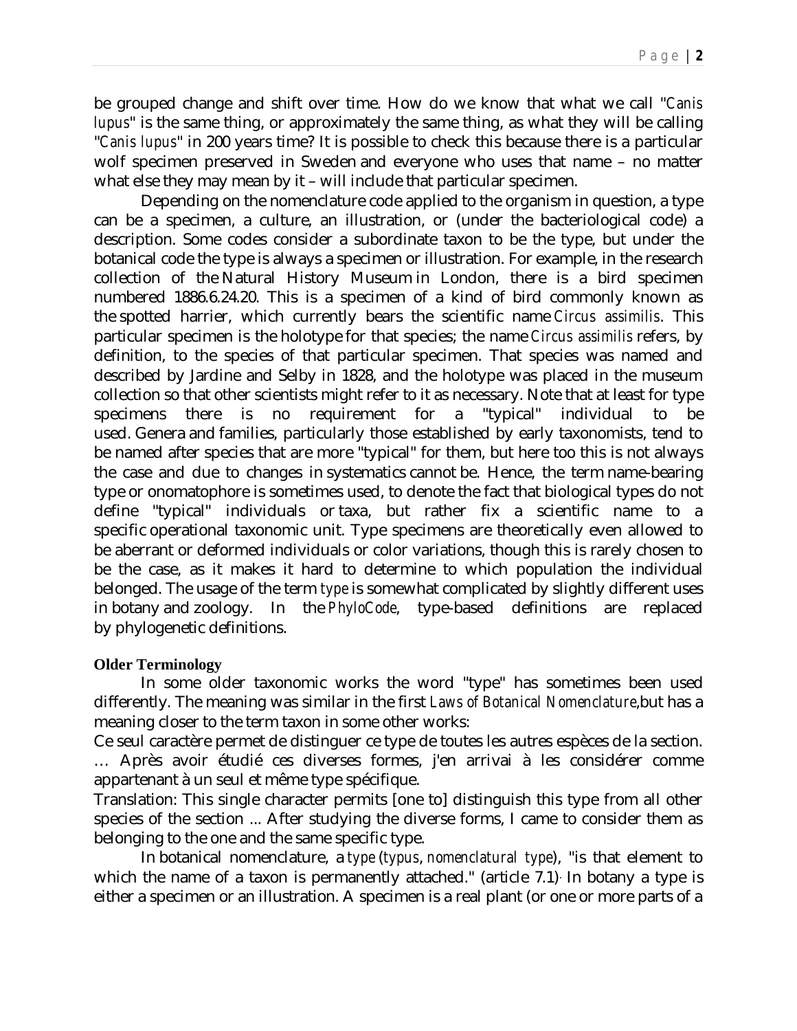be grouped change and shift over time. How do we know that what we call "*Canis lupus*" is the same thing, or approximately the same thing, as what they will be calling "*Canis lupus*" in 200 years time? It is possible to check this because there is a particular wolf specimen preserved in Sweden and everyone who uses that name – no matter what else they may mean by it – will include that particular specimen.

Depending on the nomenclature code applied to the organism in question, a type can be a specimen, a culture, an illustration, or (under the bacteriological code) a description. Some codes consider a subordinate taxon to be the type, but under the botanical code the type is always a specimen or illustration. For example, in the research collection of the Natural History Museum in London, there is a bird specimen numbered 1886.6.24.20. This is a specimen of a kind of bird commonly known as the spotted harrier, which currently bears the scientific name *Circus assimilis*. This particular specimen is the holotype for that species; the name *Circus assimilis* refers, by definition, to the species of that particular specimen. That species was named and described by Jardine and Selby in 1828, and the holotype was placed in the museum collection so that other scientists might refer to it as necessary. Note that at least for type specimens there is no requirement for a "typical" individual to be used. Genera and families, particularly those established by early taxonomists, tend to be named after species that are more "typical" for them, but here too this is not always the case and due to changes in systematics cannot be. Hence, the term name-bearing type or onomatophore is sometimes used, to denote the fact that biological types do not define "typical" individuals or taxa, but rather fix a scientific name to a specific operational taxonomic unit. Type specimens are theoretically even allowed to be aberrant or deformed individuals or color variations, though this is rarely chosen to be the case, as it makes it hard to determine to which population the individual belonged. The usage of the term *type* is somewhat complicated by slightly different uses in botany and zoology. In the *PhyloCode*, type-based definitions are replaced by phylogenetic definitions.

**Older Terminology**

In some older taxonomic works the word "type" has sometimes been used differently. The meaning was similar in the first *Laws of Botanical Nomenclature*,but has a meaning closer to the term taxon in some other works:

Ce seul caractère permet de distinguer ce type de toutes les autres espèces de la section. … Après avoir étudié ces diverses formes, j'en arrivai à les considérer comme appartenant à un seul et même type spécifique.

Translation: This single character permits [one to] distinguish this type from all other species of the section ... After studying the diverse forms, I came to consider them as belonging to the one and the same specific type.

In botanical nomenclature, a *type* (*typus*, *nomenclatural type*), "is that element to which the name of a taxon is permanently attached." (article 7.1). In botany a type is either a specimen or an illustration. A specimen is a real plant (or one or more parts of a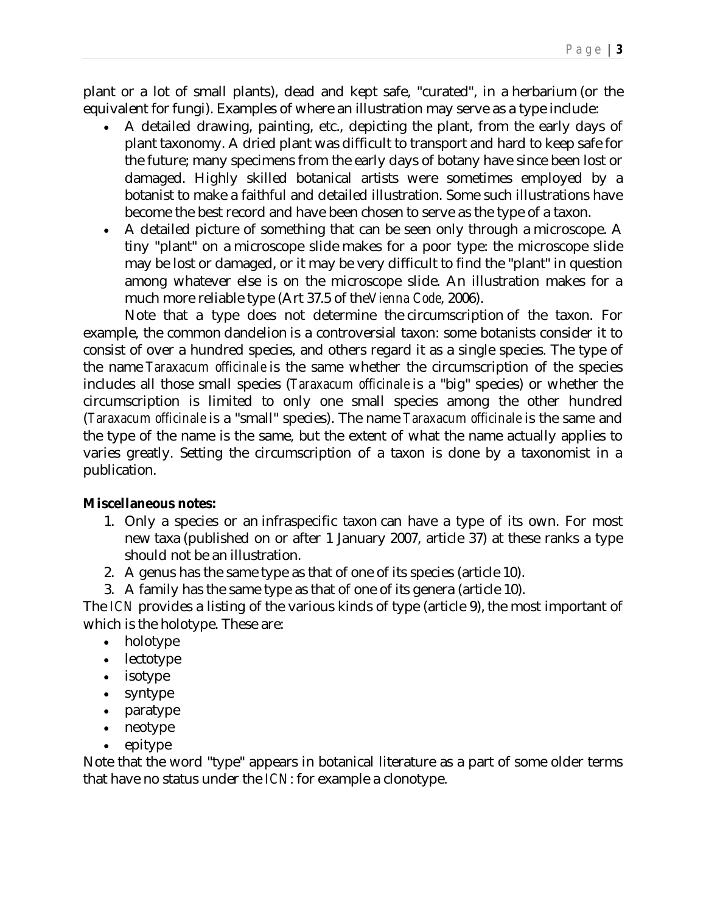plant or a lot of small plants), dead and kept safe, "curated", in a herbarium (or the equivalent for fungi). Examples of where an illustration may serve as a type include:

- A detailed drawing, painting, etc., depicting the plant, from the early days of plant taxonomy. A dried plant was difficult to transport and hard to keep safe for the future; many specimens from the early days of botany have since been lost or damaged. Highly skilled botanical artists were sometimes employed by a botanist to make a faithful and detailed illustration. Some such illustrations have become the best record and have been chosen to serve as the type of a taxon.
- A detailed picture of something that can be seen only through a microscope. A tiny "plant" on a microscope slide makes for a poor type: the microscope slide may be lost or damaged, or it may be very difficult to find the "plant" in question among whatever else is on the microscope slide. An illustration makes for a much more reliable type (Art 37.5 of the *Vienna Code*, 2006).

Note that a type does not determine the circumscription of the taxon. For example, the common dandelion is a controversial taxon: some botanists consider it to consist of over a hundred species, and others regard it as a single species. The type of the name *Taraxacum officinale* is the same whether the circumscription of the species includes all those small species (*Taraxacum officinale* is a "big" species) or whether the circumscription is limited to only one small species among the other hundred (*Taraxacum officinale* is a "small" species). The name *Taraxacum officinale* is the same and the type of the name is the same, but the extent of what the name actually applies to varies greatly. Setting the circumscription of a taxon is done by a taxonomist in a publication.

**Miscellaneous notes:**

1. Only a species or an infraspecific taxon can have a type of its own. For most new taxa (published on or after 1 January 2007, article 37) at these ranks a type should not be an illustration.
2. A genus has the same type as that of one of its species (article 10).
3. A family has the same type as that of one of its genera (article 10).

The *ICN* provides a listing of the various kinds of type (article 9), the most important of which is the holotype. These are:

- holotype
- lectotype
- isotype
- syntype
- paratype
- neotype
- epitype

Note that the word "type" appears in botanical literature as a part of some older terms that have no status under the *ICN*: for example a clonotype.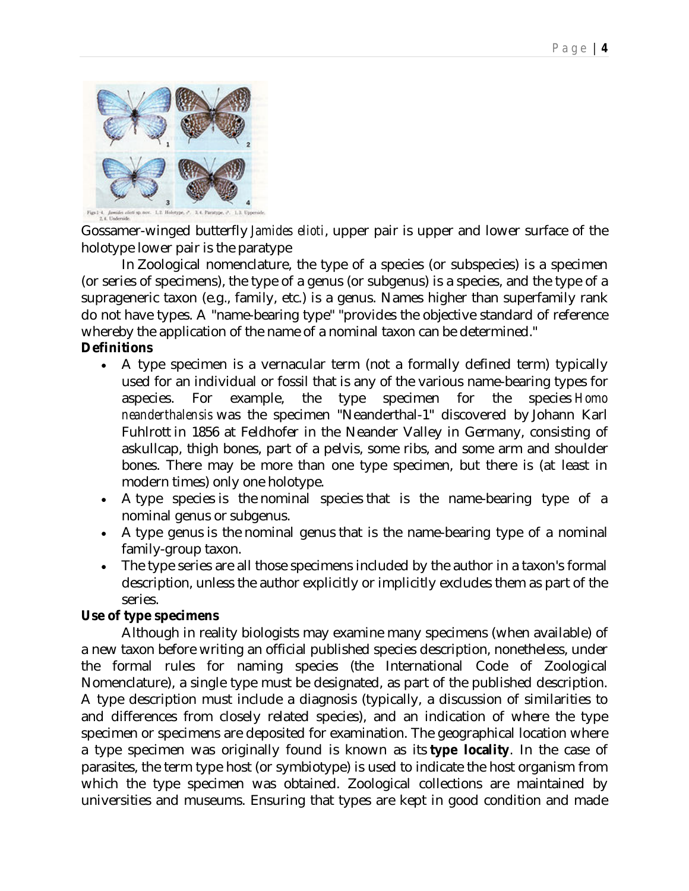Gossamer-winged butterfly *Jamides elioti*, upper pair is upper and lower surface of the holotype lower pair is the paratype

In Zoological nomenclature, the type of a species (or subspecies) is a specimen (or series of specimens), the type of a genus (or subgenus) is a species, and the type of a suprageneric taxon (e.g., family, etc.) is a genus. Names higher than superfamily rank do not have types. A "name-bearing type" "provides the objective standard of reference whereby the application of the name of a nominal taxon can be determined."

**Definitions**

- A type specimen is a vernacular term (not a formally defined term) typically used for an individual or fossil that is any of the various name-bearing types for aspecies. For example, the type specimen for the species *Homo neanderthalensis* was the specimen "Neanderthal-1" discovered by Johann Karl Fuhlrott in 1856 at Feldhofer in the Neander Valley in Germany, consisting of askullcap, thigh bones, part of a pelvis, some ribs, and some arm and shoulder bones. There may be more than one type specimen, but there is (at least in modern times) only one holotype.
- A type species is the nominal species that is the name-bearing type of a nominal genus or subgenus.
- A type genus is the nominal genus that is the name-bearing type of a nominal family-group taxon.
- The type series are all those specimens included by the author in a taxon's formal description, unless the author explicitly or implicitly excludes them as part of the series.

**Use of type specimens**

Although in reality biologists may examine many specimens (when available) of a new taxon before writing an official published species description, nonetheless, under the formal rules for naming species (the International Code of Zoological Nomenclature), a single type must be designated, as part of the published description. A type description must include a diagnosis (typically, a discussion of similarities to and differences from closely related species), and an indication of where the type specimen or specimens are deposited for examination. The geographical location where a type specimen was originally found is known as its **type locality**. In the case of parasites, the term type host (or symbiotype) is used to indicate the host organism from which the type specimen was obtained. Zoological collections are maintained by universities and museums. Ensuring that types are kept in good condition and made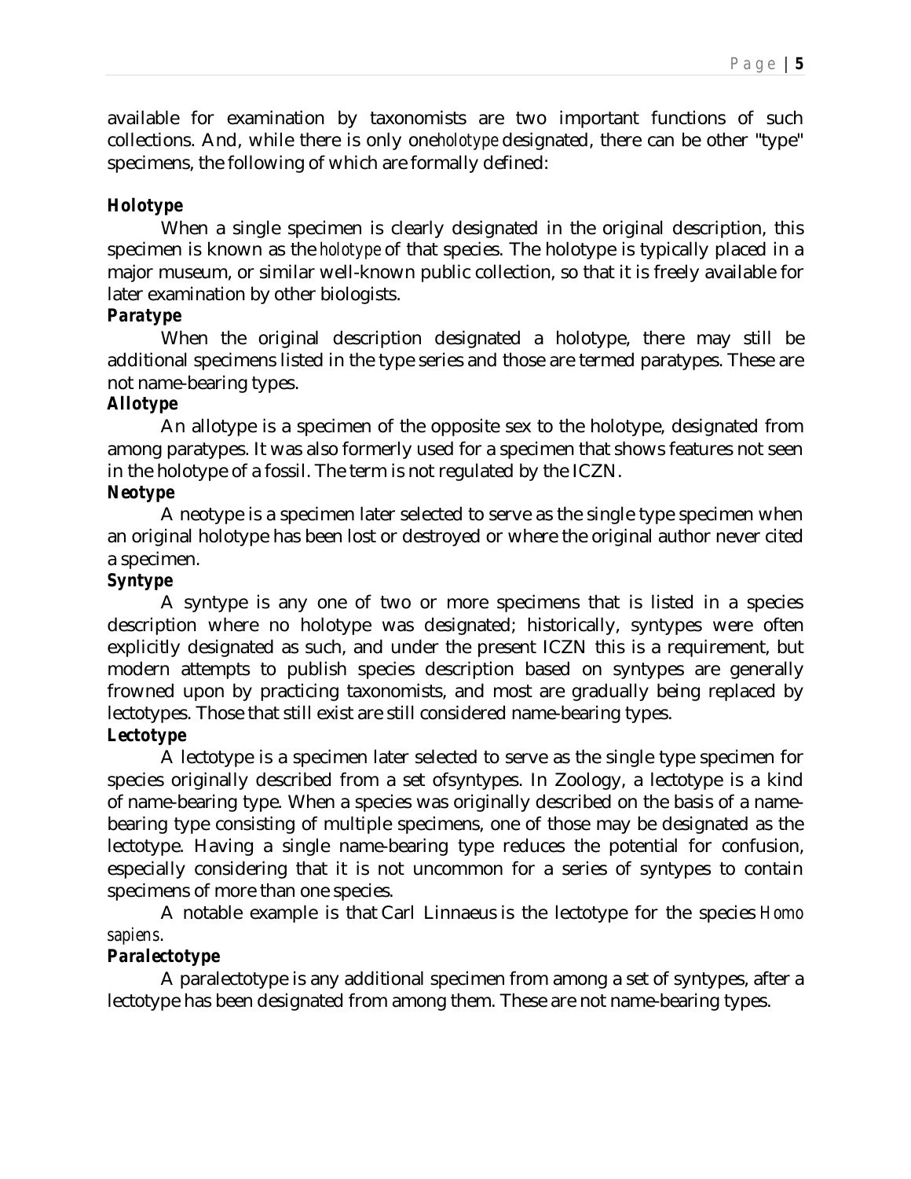available for examination by taxonomists are two important functions of such collections. And, while there is only one *holotype* designated, there can be other "type" specimens, the following of which are formally defined:

### Holotype

When a single specimen is clearly designated in the original description, this specimen is known as the *holotype* of that species. The holotype is typically placed in a major museum, or similar well-known public collection, so that it is freely available for later examination by other biologists.

### Paratype

When the original description designated a holotype, there may still be additional specimens listed in the type series and those are termed paratypes. These are not name-bearing types.

### Allotype

An allotype is a specimen of the opposite sex to the holotype, designated from among paratypes. It was also formerly used for a specimen that shows features not seen in the holotype of a fossil. The term is not regulated by the ICZN.

### Neotype

A neotype is a specimen later selected to serve as the single type specimen when an original holotype has been lost or destroyed or where the original author never cited a specimen.

### Syntype

A syntype is any one of two or more specimens that is listed in a species description where no holotype was designated; historically, syntypes were often explicitly designated as such, and under the present ICZN this is a requirement, but modern attempts to publish species description based on syntypes are generally frowned upon by practicing taxonomists, and most are gradually being replaced by lectotypes. Those that still exist are still considered name-bearing types.

### Lectotype

A lectotype is a specimen later selected to serve as the single type specimen for species originally described from a set of syntypes. In Zoology, a lectotype is a kind of name-bearing type. When a species was originally described on the basis of a name-bearing type consisting of multiple specimens, one of those may be designated as the lectotype. Having a single name-bearing type reduces the potential for confusion, especially considering that it is not uncommon for a series of syntypes to contain specimens of more than one species.

A notable example is that Carl Linnaeus is the lectotype for the species *Homo sapiens*.

### Paralectotype

A paralectotype is any additional specimen from among a set of syntypes, after a lectotype has been designated from among them. These are not name-bearing types.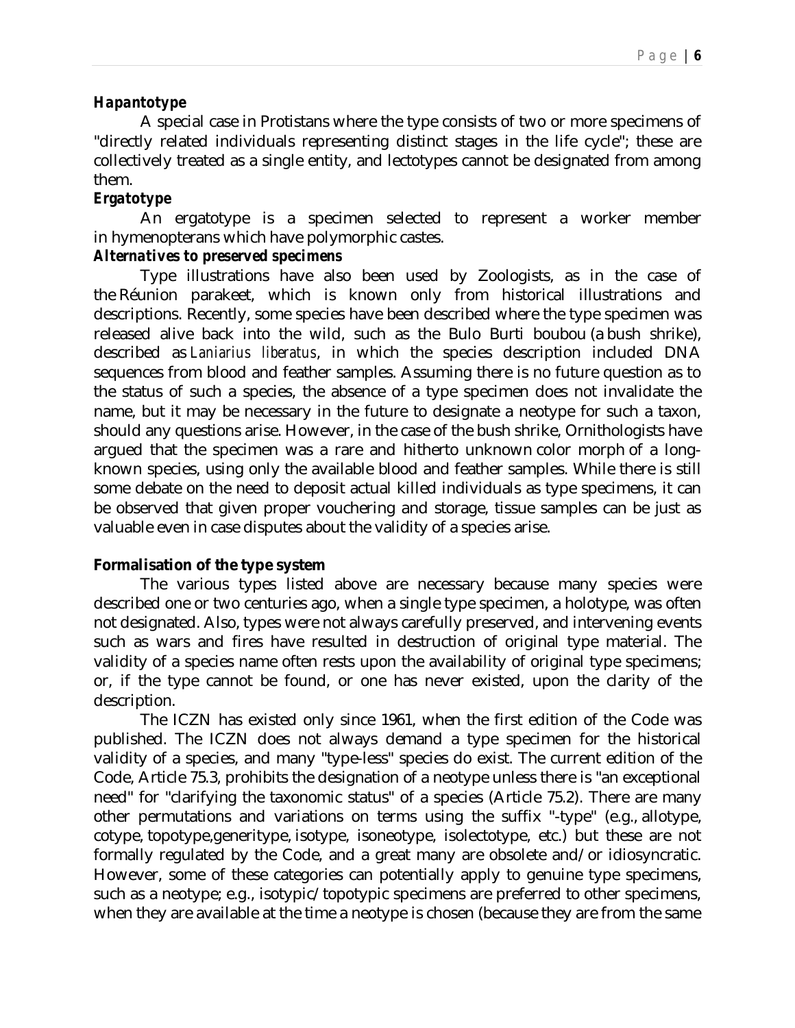***Hapantotype***

A special case in Protistans where the type consists of two or more specimens of "directly related individuals representing distinct stages in the life cycle"; these are collectively treated as a single entity, and lectotypes cannot be designated from among them.

***Ergatotype***

An ergatotype is a specimen selected to represent a worker member in hymenopterans which have polymorphic castes.

***Alternatives to preserved specimens***

Type illustrations have also been used by Zoologists, as in the case of the Réunion parakeet, which is known only from historical illustrations and descriptions. Recently, some species have been described where the type specimen was released alive back into the wild, such as the Bulo Burti boubou (a bush shrike), described as *Laniarius liberatus*, in which the species description included DNA sequences from blood and feather samples. Assuming there is no future question as to the status of such a species, the absence of a type specimen does not invalidate the name, but it may be necessary in the future to designate a neotype for such a taxon, should any questions arise. However, in the case of the bush shrike, Ornithologists have argued that the specimen was a rare and hitherto unknown color morph of a long-known species, using only the available blood and feather samples. While there is still some debate on the need to deposit actual killed individuals as type specimens, it can be observed that given proper vouchering and storage, tissue samples can be just as valuable even in case disputes about the validity of a species arise.

**Formalisation of the type system**

The various types listed above are necessary because many species were described one or two centuries ago, when a single type specimen, a holotype, was often not designated. Also, types were not always carefully preserved, and intervening events such as wars and fires have resulted in destruction of original type material. The validity of a species name often rests upon the availability of original type specimens; or, if the type cannot be found, or one has never existed, upon the clarity of the description.

The ICZN has existed only since 1961, when the first edition of the Code was published. The ICZN does not always demand a type specimen for the historical validity of a species, and many "type-less" species do exist. The current edition of the Code, Article 75.3, prohibits the designation of a neotype unless there is "an exceptional need" for "clarifying the taxonomic status" of a species (Article 75.2). There are many other permutations and variations on terms using the suffix "-type" (e.g., allotype, cotype, topotype,generitype, isotype, isoneotype, isolectotype, etc.) but these are not formally regulated by the Code, and a great many are obsolete and/or idiosyncratic. However, some of these categories can potentially apply to genuine type specimens, such as a neotype; e.g., isotypic/topotypic specimens are preferred to other specimens, when they are available at the time a neotype is chosen (because they are from the same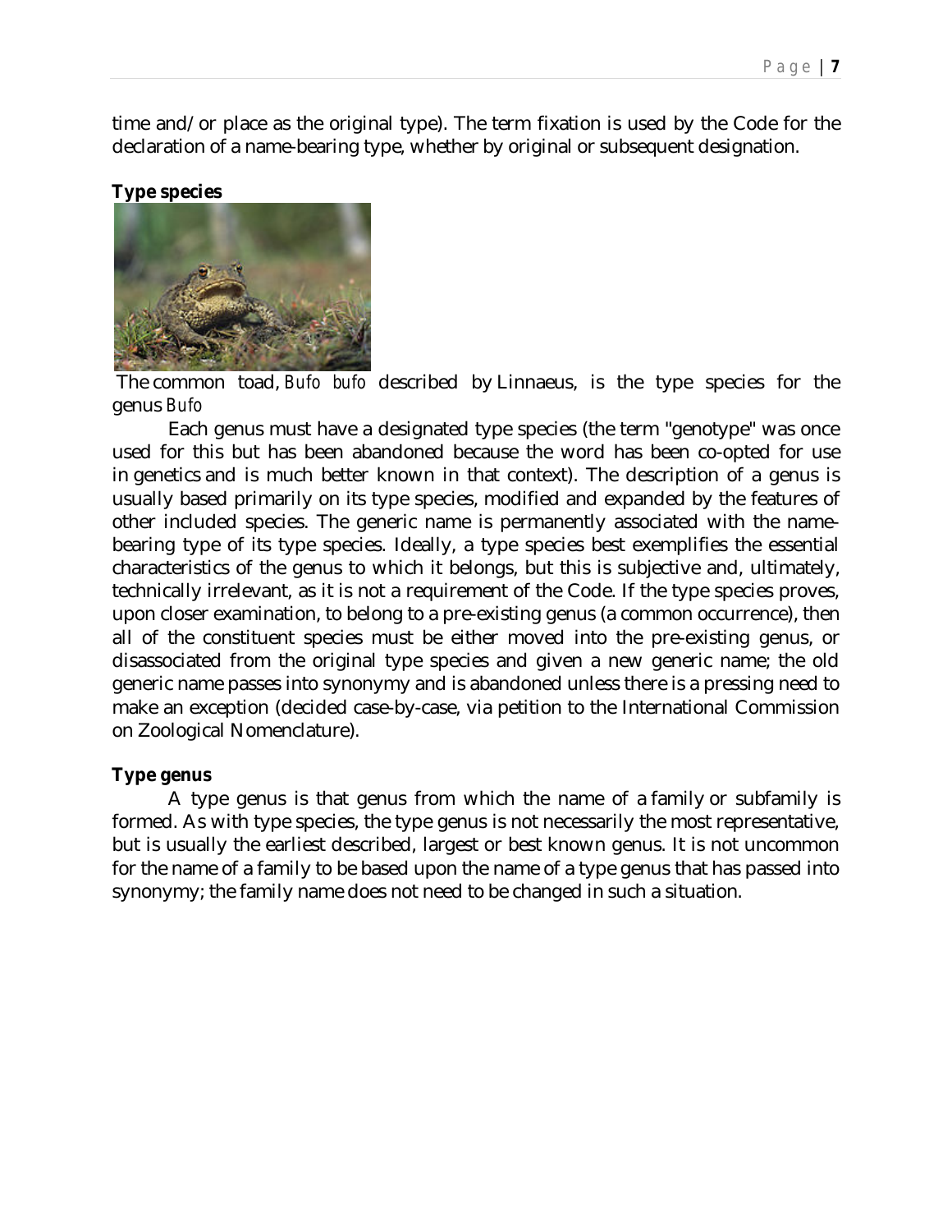time and/or place as the original type). The term fixation is used by the Code for the declaration of a name-bearing type, whether by original or subsequent designation.

**Type species**

The common toad, *Bufo bufo* described by Linnaeus, is the type species for the genus *Bufo*

Each genus must have a designated type species (the term "genotype" was once used for this but has been abandoned because the word has been co-opted for use in genetics and is much better known in that context). The description of a genus is usually based primarily on its type species, modified and expanded by the features of other included species. The generic name is permanently associated with the name-bearing type of its type species. Ideally, a type species best exemplifies the essential characteristics of the genus to which it belongs, but this is subjective and, ultimately, technically irrelevant, as it is not a requirement of the Code. If the type species proves, upon closer examination, to belong to a pre-existing genus (a common occurrence), then all of the constituent species must be either moved into the pre-existing genus, or disassociated from the original type species and given a new generic name; the old generic name passes into synonymy and is abandoned unless there is a pressing need to make an exception (decided case-by-case, via petition to the International Commission on Zoological Nomenclature).

**Type genus**

A type genus is that genus from which the name of a family or subfamily is formed. As with type species, the type genus is not necessarily the most representative, but is usually the earliest described, largest or best known genus. It is not uncommon for the name of a family to be based upon the name of a type genus that has passed into synonymy; the family name does not need to be changed in such a situation.